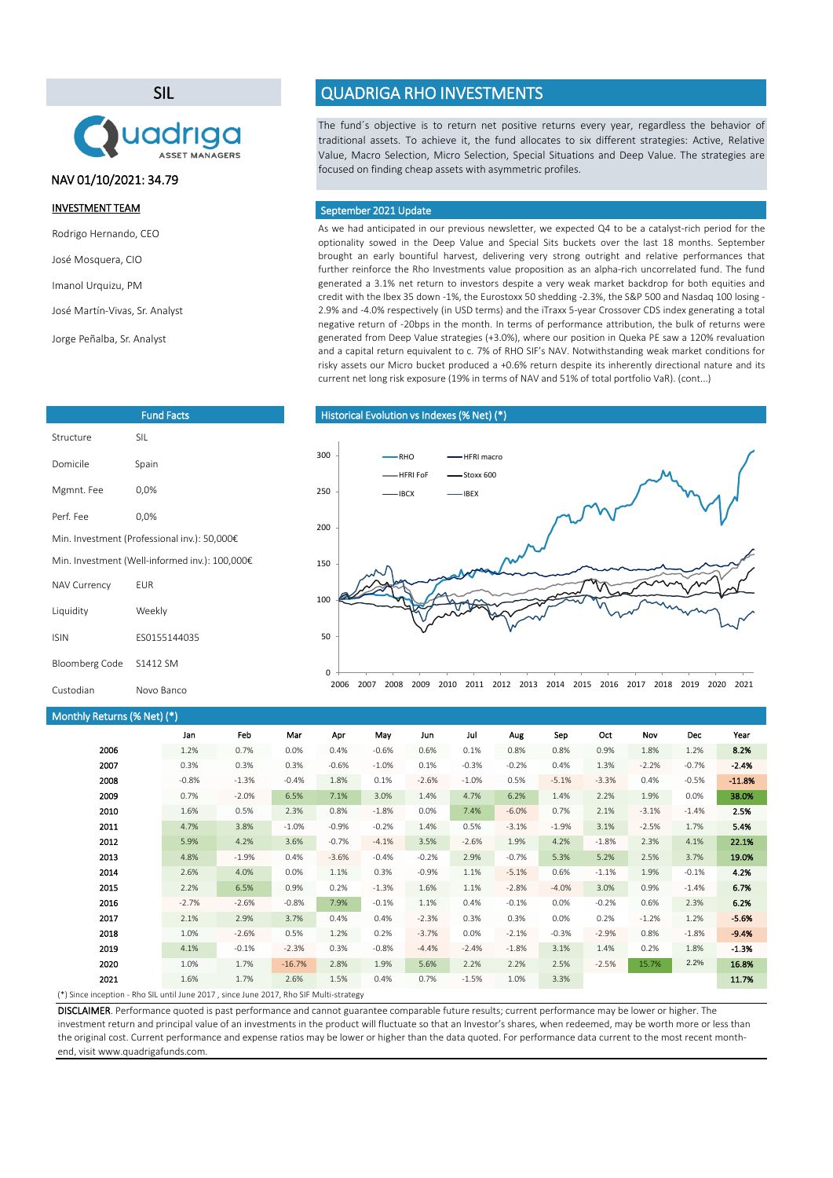# SIL

Quadriga ASSET MANAGERS

NAV 01/10/2021: 34.79

**INVESTMENT TEAM**

Rodrigo Hernando, CEO

José Mosquera, CIO

Imanol Urquizu, PM

José Martín-Vivas, Sr. Analyst

Jorge Peñalba, Sr. Analyst

## QUADRIGA RHO INVESTMENTS

The fund´s objective is to return net positive returns every year, regardless the behavior of traditional assets. To achieve it, the fund allocates to six different strategies: Active, Relative Value, Macro Selection, Micro Selection, Special Situations and Deep Value. The strategies are focused on finding cheap assets with asymmetric profiles.

### September 2021 Update

As we had anticipated in our previous newsletter, we expected Q4 to be a catalyst-rich period for the optionality sowed in the Deep Value and Special Sits buckets over the last 18 months. September brought an early bountiful harvest, delivering very strong outright and relative performances that further reinforce the Rho Investments value proposition as an alpha-rich uncorrelated fund. The fund generated a 3.1% net return to investors despite a very weak market backdrop for both equities and credit with the Ibex 35 down -1%, the Eurostoxx 50 shedding -2.3%, the S&P 500 and Nasdaq 100 losing -2.9% and -4.0% respectively (in USD terms) and the iTraxx 5-year Crossover CDS index generating a total negative return of -20bps in the month. In terms of performance attribution, the bulk of returns were generated from Deep Value strategies (+3.0%), where our position in Queka PE saw a 120% revaluation and a capital return equivalent to c. 7% of RHO SIF's NAV. Notwithstanding weak market conditions for risky assets our Micro bucket produced a +0.6% return despite its inherently directional nature and its current net long risk exposure (19% in terms of NAV and 51% of total portfolio VaR). (cont...)

### Fund Facts

| | |
|---|---|
| Structure | SIL |
| Domicile | Spain |
| Mgmnt. Fee | 0,0% |
| Perf. Fee | 0,0% |
| Min. Investment (Professional inv.): 50,000€ | |
| Min. Investment (Well-informed inv.): 100,000€ | |
| NAV Currency | EUR |
| Liquidity | Weekly |
| ISIN | ES0155144035 |
| Bloomberg Code | S1412 SM |
| Custodian | Novo Banco |

### Historical Evolution vs Indexes (% Net) (*)

### Monthly Returns (% Net) (*)

| | Jan | Feb | Mar | Apr | May | Jun | Jul | Aug | Sep | Oct | Nov | Dec | Year |
|---|---|---|---|---|---|---|---|---|---|---|---|---|---|
| 2006 | 1.2% | 0.7% | 0.0% | 0.4% | -0.6% | 0.6% | 0.1% | 0.8% | 0.8% | 0.9% | 1.8% | 1.2% | **8.2%** |
| 2007 | 0.3% | 0.3% | 0.3% | -0.6% | -1.0% | 0.1% | -0.3% | -0.2% | 0.4% | 1.3% | -2.2% | -0.7% | **-2.4%** |
| 2008 | -0.8% | -1.3% | -0.4% | 1.8% | 0.1% | -2.6% | -1.0% | 0.5% | -5.1% | -3.3% | 0.4% | -0.5% | **-11.8%** |
| 2009 | 0.7% | -2.0% | 6.5% | 7.1% | 3.0% | 1.4% | 4.7% | 6.2% | 1.4% | 2.2% | 1.9% | 0.0% | **38.0%** |
| 2010 | 1.6% | 0.5% | 2.3% | 0.8% | -1.8% | 0.0% | 7.4% | -6.0% | 0.7% | 2.1% | -3.1% | -1.4% | **2.5%** |
| 2011 | 4.7% | 3.8% | -1.0% | -0.9% | -0.2% | 1.4% | 0.5% | -3.1% | -1.9% | 3.1% | -2.5% | 1.7% | **5.4%** |
| 2012 | 5.9% | 4.2% | 3.6% | -0.7% | -4.1% | 3.5% | -2.6% | 1.9% | 4.2% | -1.8% | 2.3% | 4.1% | **22.1%** |
| 2013 | 4.8% | -1.9% | 0.4% | -3.6% | -0.4% | -0.2% | 2.9% | -0.7% | 5.3% | 5.2% | 2.5% | 3.7% | **19.0%** |
| 2014 | 2.6% | 4.0% | 0.0% | 1.1% | 0.3% | -0.9% | 1.1% | -5.1% | 0.6% | -1.1% | 1.9% | -0.1% | **4.2%** |
| 2015 | 2.2% | 6.5% | 0.9% | 0.2% | -1.3% | 1.6% | 1.1% | -2.8% | -4.0% | 3.0% | 0.9% | -1.4% | **6.7%** |
| 2016 | -2.7% | -2.6% | -0.8% | 7.9% | -0.1% | 1.1% | 0.4% | -0.1% | 0.0% | -0.2% | 0.6% | 2.3% | **6.2%** |
| 2017 | 2.1% | 2.9% | 3.7% | 0.4% | 0.4% | -2.3% | 0.3% | 0.3% | 0.0% | 0.2% | -1.2% | 1.2% | **-5.6%** |
| 2018 | 1.0% | -2.6% | 0.5% | 1.2% | 0.2% | -3.7% | 0.0% | -2.1% | -0.3% | -2.9% | 0.8% | -1.8% | **-9.4%** |
| 2019 | 4.1% | -0.1% | -2.3% | 0.3% | -0.8% | -4.4% | -2.4% | -1.8% | 3.1% | 1.4% | 0.2% | 1.8% | **-1.3%** |
| 2020 | 1.0% | 1.7% | -16.7% | 2.8% | 1.9% | 5.6% | 2.2% | 2.2% | 2.5% | -2.5% | 15.7% | 2.2% | **16.8%** |
| 2021 | 1.6% | 1.7% | 2.6% | 1.5% | 0.4% | 0.7% | -1.5% | 1.0% | 3.3% | | | | **11.7%** |

(*) Since inception - Rho SIL until June 2017 , since June 2017, Rho SIF Multi-strategy

**DISCLAIMER**. Performance quoted is past performance and cannot guarantee comparable future results; current performance may be lower or higher. The investment return and principal value of an investments in the product will fluctuate so that an Investor's shares, when redeemed, may be worth more or less than the original cost. Current performance and expense ratios may be lower or higher than the data quoted. For performance data current to the most recent month-end, visit www.quadrigafunds.com.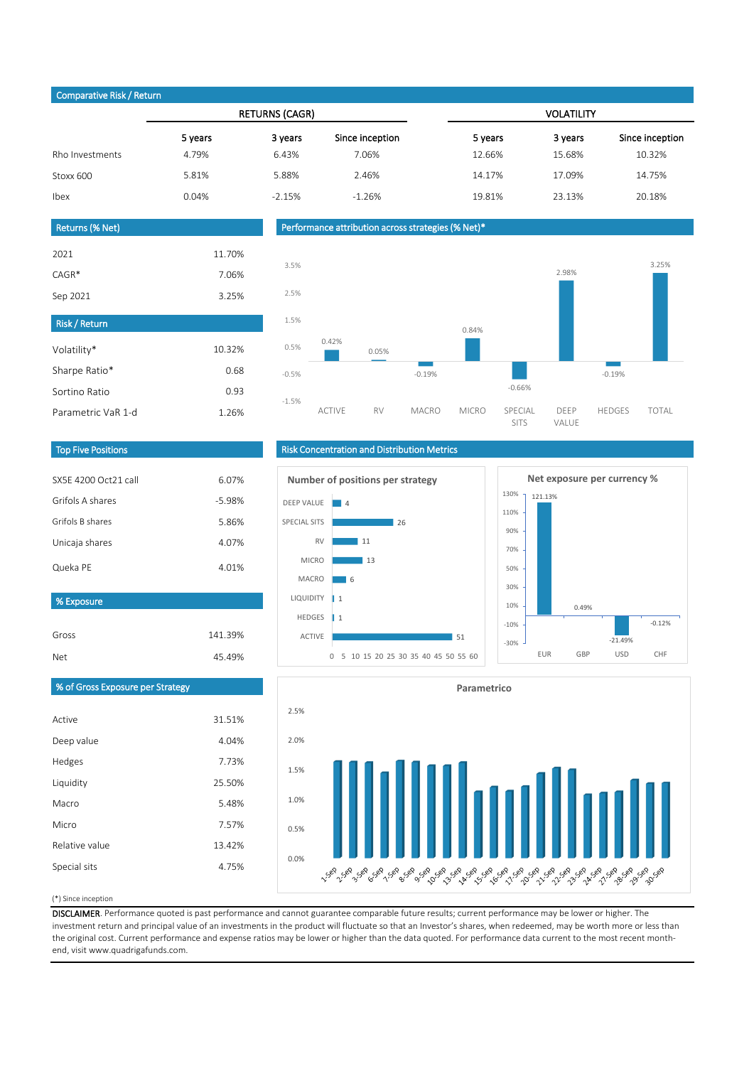## Comparative Risk / Return

| | RETURNS (CAGR) | | | VOLATILITY | | |
|---|---|---|---|---|---|---|
| | 5 years | 3 years | Since inception | 5 years | 3 years | Since inception |
| Rho Investments | 4.79% | 6.43% | 7.06% | 12.66% | 15.68% | 10.32% |
| Stoxx 600 | 5.81% | 5.88% | 2.46% | 14.17% | 17.09% | 14.75% |
| Ibex | 0.04% | -2.15% | -1.26% | 19.81% | 23.13% | 20.18% |

## Returns (% Net)

| | |
|---|---|
| 2021 | 11.70% |
| CAGR* | 7.06% |
| Sep 2021 | 3.25% |

## Risk / Return

| | |
|---|---|
| Volatility* | 10.32% |
| Sharpe Ratio* | 0.68 |
| Sortino Ratio | 0.93 |
| Parametric VaR 1-d | 1.26% |

## Performance attribution across strategies (% Net)*

| ACTIVE | RV | MACRO | MICRO | SPECIAL SITS | DEEP VALUE | HEDGES | TOTAL |
|---|---|---|---|---|---|---|---|
| 0.42% | 0.05% | -0.19% | 0.84% | -0.66% | 2.98% | -0.19% | 3.25% |

## Top Five Positions

| | |
|---|---|
| SX5E 4200 Oct21 call | 6.07% |
| Grifols A shares | -5.98% |
| Grifols B shares | 5.86% |
| Unicaja shares | 4.07% |
| Queka PE | 4.01% |

## % Exposure

| | |
|---|---|
| Gross | 141.39% |
| Net | 45.49% |

## % of Gross Exposure per Strategy

| | |
|---|---|
| Active | 31.51% |
| Deep value | 4.04% |
| Hedges | 7.73% |
| Liquidity | 25.50% |
| Macro | 5.48% |
| Micro | 7.57% |
| Relative value | 13.42% |
| Special sits | 4.75% |

## Risk Concentration and Distribution Metrics

### Number of positions per strategy

| Strategy | Positions |
|---|---|
| DEEP VALUE | 4 |
| SPECIAL SITS | 26 |
| RV | 11 |
| MICRO | 13 |
| MACRO | 6 |
| LIQUIDITY | 1 |
| HEDGES | 1 |
| ACTIVE | 51 |

### Net exposure per currency %

| EUR | GBP | USD | CHF |
|---|---|---|---|
| 121.13% | 0.49% | -21.49% | -0.12% |

### Parametrico

(Daily bar chart, 1-Sep to 30-Sep; y-axis 0.0% to 2.5%)

(*) Since inception

**DISCLAIMER**. Performance quoted is past performance and cannot guarantee comparable future results; current performance may be lower or higher. The investment return and principal value of an investments in the product will fluctuate so that an Investor's shares, when redeemed, may be worth more or less than the original cost. Current performance and expense ratios may be lower or higher than the data quoted. For performance data current to the most recent month-end, visit www.quadrigafunds.com.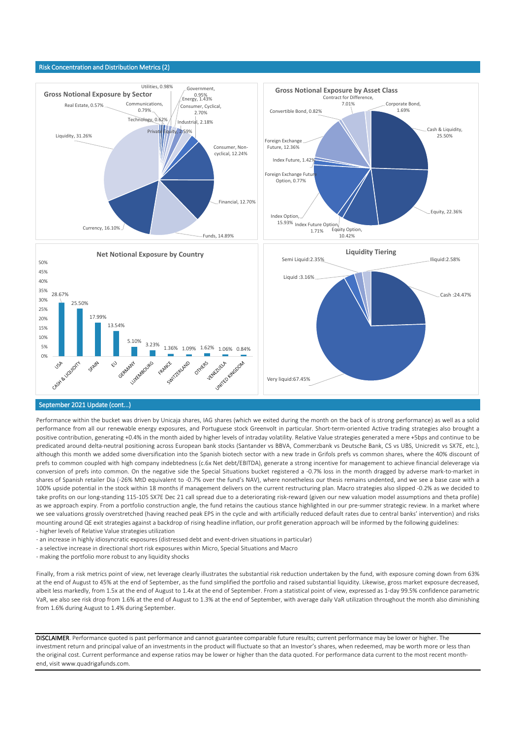## Risk Concentration and Distribution Metrics (2)

**Gross Notional Exposure by Sector**

Utilities, 0.98%
Government, 0.95%
Energy, 1.43%
Real Estate, 0.57%
Communications, 0.79%
Consumer, Cyclical, 2.70%
Technology, 0.62%
Industrial, 2.18%
Private Equity, 2.59%
Liquidity, 31.26%
Consumer, Non-cyclical, 12.24%
Financial, 12.70%
Currency, 16.10%
Funds, 14.89%

**Gross Notional Exposure by Asset Class**

Contract for Difference, 7.01%
Convertible Bond, 0.82%
Corporate Bond, 1.69%
Cash & Liquidity, 25.50%
Foreign Exchange Future, 12.36%
Index Future, 1.42%
Foreign Exchange Future Option, 0.77%
Equity, 22.36%
Index Option, 15.93%
Index Future Option, 1.71%
Equity Option, 10.42%

**Net Notional Exposure by Country**

50%
45%
40%
35%
30%
25%
20%
15%
10%
5%
0%

28.67% USA
25.50% CASH & LIQUIDITY
17.99% SPAIN
13.54% EU
5.10% GERMANY
3.23% LUXEMBOURG
1.36% FRANCE
1.09% SWITZERLAND
1.62% OTHERS
1.06% VENEZUELA
0.84% UNITED KINGDOM

**Liquidity Tiering**

Semi Liquid:2.35%
Iliquid:2.58%
Liquid :3.16%
Cash :24.47%
Very liquid:67.45%

## September 2021 Update (cont...)

Performance within the bucket was driven by Unicaja shares, IAG shares (which we exited during the month on the back of is strong performance) as well as a solid performance from all our renewable energy exposures, and Portuguese stock Greenvolt in particular. Short-term-oriented Active trading strategies also brought a positive contribution, generating +0.4% in the month aided by higher levels of intraday volatility. Relative Value strategies generated a mere +5bps and continue to be predicated around delta-neutral positioning across European bank stocks (Santander vs BBVA, Commerzbank vs Deutsche Bank, CS vs UBS, Unicredit vs SX7E, etc.), although this month we added some diversification into the Spanish biotech sector with a new trade in Grifols prefs vs common shares, where the 40% discount of prefs to common coupled with high company indebtedness (c.6x Net debt/EBITDA), generate a strong incentive for management to achieve financial deleverage via conversion of prefs into common. On the negative side the Special Situations bucket registered a -0.7% loss in the month dragged by adverse mark-to-market in shares of Spanish retailer Dia (-26% MtD equivalent to -0.7% over the fund's NAV), where nonetheless our thesis remains undented, and we see a base case with a 100% upside potential in the stock within 18 months if management delivers on the current restructuring plan. Macro strategies also slipped -0.2% as we decided to take profits on our long-standing 115-105 SX7E Dec 21 call spread due to a deteriorating risk-reward (given our new valuation model assumptions and theta profile) as we approach expiry. From a portfolio construction angle, the fund retains the cautious stance highlighted in our pre-summer strategic review. In a market where we see valuations grossly overstretched (having reached peak EPS in the cycle and with artificially reduced default rates due to central banks' intervention) and risks mounting around QE exit strategies against a backdrop of rising headline inflation, our profit generation approach will be informed by the following guidelines:

- higher levels of Relative Value strategies utilization
- an increase in highly idiosyncratic exposures (distressed debt and event-driven situations in particular)
- a selective increase in directional short risk exposures within Micro, Special Situations and Macro
- making the portfolio more robust to any liquidity shocks

Finally, from a risk metrics point of view, net leverage clearly illustrates the substantial risk reduction undertaken by the fund, with exposure coming down from 63% at the end of August to 45% at the end of September, as the fund simplified the portfolio and raised substantial liquidity. Likewise, gross market exposure decreased, albeit less markedly, from 1.5x at the end of August to 1.4x at the end of September. From a statistical point of view, expressed as 1-day 99.5% confidence parametric VaR, we also see risk drop from 1.6% at the end of August to 1.3% at the end of September, with average daily VaR utilization throughout the month also diminishing from 1.6% during August to 1.4% during September.

**DISCLAIMER**. Performance quoted is past performance and cannot guarantee comparable future results; current performance may be lower or higher. The investment return and principal value of an investments in the product will fluctuate so that an Investor's shares, when redeemed, may be worth more or less than the original cost. Current performance and expense ratios may be lower or higher than the data quoted. For performance data current to the most recent month-end, visit www.quadrigafunds.com.